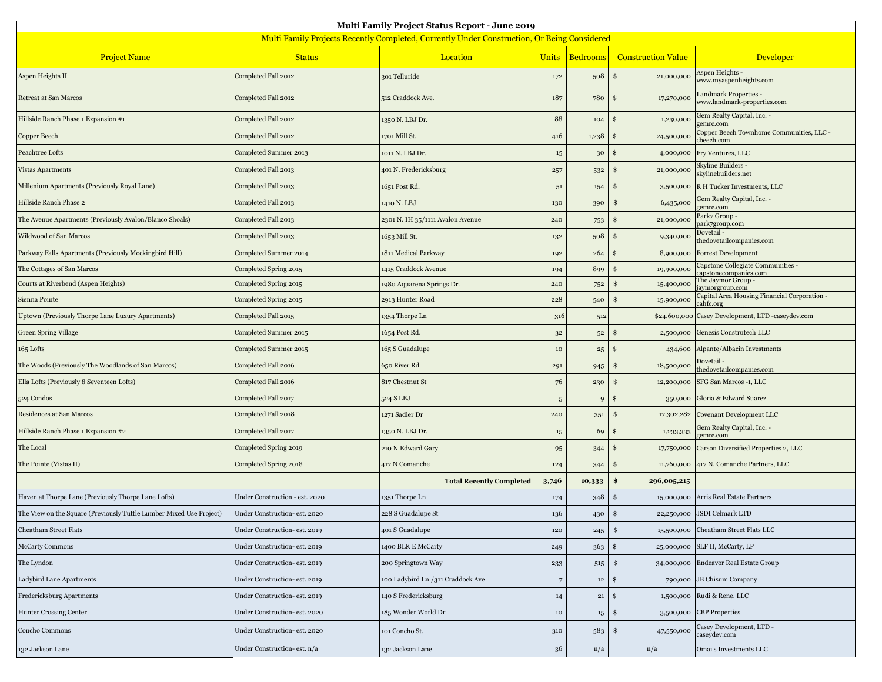# Multi Family Project Status Report - June 2019

## Multi Family Projects Recently Completed, Currently Under Construction, Or Being Considered

| Project Name | Status | Location | Units | Bedrooms | Construction Value | Developer |
|---|---|---|---|---|---|---|
| Aspen Heights II | Completed Fall 2012 | 301 Telluride | 172 | 508 | $ 21,000,000 | Aspen Heights - www.myaspenheights.com |
| Retreat at San Marcos | Completed Fall 2012 | 512 Craddock Ave. | 187 | 780 | $ 17,270,000 | Landmark Properties - www.landmark-properties.com |
| Hillside Ranch Phase 1 Expansion #1 | Completed Fall 2012 | 1350 N. LBJ Dr. | 88 | 104 | $ 1,230,000 | Gem Realty Capital, Inc. - gemrc.com |
| Copper Beech | Completed Fall 2012 | 1701 Mill St. | 416 | 1,238 | $ 24,500,000 | Copper Beech Townhome Communities, LLC - cbeech.com |
| Peachtree Lofts | Completed Summer 2013 | 1011 N. LBJ Dr. | 15 | 30 | $ 4,000,000 | Fry Ventures, LLC |
| Vistas Apartments | Completed Fall 2013 | 401 N. Fredericksburg | 257 | 532 | $ 21,000,000 | Skyline Builders - skylinebuilders.net |
| Millenium Apartments (Previously Royal Lane) | Completed Fall 2013 | 1651 Post Rd. | 51 | 154 | $ 3,500,000 | R H Tucker Investments, LLC |
| Hillside Ranch Phase 2 | Completed Fall 2013 | 1410 N. LBJ | 130 | 390 | $ 6,435,000 | Gem Realty Capital, Inc. - gemrc.com |
| The Avenue Apartments (Previously Avalon/Blanco Shoals) | Completed Fall 2013 | 2301 N. IH 35/1111 Avalon Avenue | 240 | 753 | $ 21,000,000 | Park7 Group - park7group.com |
| Wildwood of San Marcos | Completed Fall 2013 | 1653 Mill St. | 132 | 508 | $ 9,340,000 | Dovetail - thedovetailcompanies.com |
| Parkway Falls Apartments (Previously Mockingbird Hill) | Completed Summer 2014 | 1811 Medical Parkway | 192 | 264 | $ 8,900,000 | Forrest Development |
| The Cottages of San Marcos | Completed Spring 2015 | 1415 Craddock Avenue | 194 | 899 | $ 19,900,000 | Capstone Collegiate Communities - capstonecompanies.com |
| Courts at Riverbend (Aspen Heights) | Completed Spring 2015 | 1980 Aquarena Springs Dr. | 240 | 752 | $ 15,400,000 | The Jaymor Group - jaymorgroup.com |
| Sienna Pointe | Completed Spring 2015 | 2913 Hunter Road | 228 | 540 | $ 15,900,000 | Capital Area Housing Financial Corporation - cahfc.org |
| Uptown (Previously Thorpe Lane Luxury Apartments) | Completed Fall 2015 | 1354 Thorpe Ln | 316 | 512 | $24,600,000 | Casey Development, LTD -caseydev.com |
| Green Spring Village | Completed Summer 2015 | 1654 Post Rd. | 32 | 52 | $ 2,500,000 | Genesis Construtech LLC |
| 165 Lofts | Completed Summer 2015 | 165 S Guadalupe | 10 | 25 | $ 434,600 | Alpante/Albacin Investments |
| The Woods (Previously The Woodlands of San Marcos) | Completed Fall 2016 | 650 River Rd | 291 | 945 | $ 18,500,000 | Dovetail - thedovetailcompanies.com |
| Ella Lofts (Previously 8 Seventeen Lofts) | Completed Fall 2016 | 817 Chestnut St | 76 | 230 | $ 12,200,000 | SFG San Marcos -1, LLC |
| 524 Condos | Completed Fall 2017 | 524 S LBJ | 5 | 9 | $ 350,000 | Gloria & Edward Suarez |
| Residences at San Marcos | Completed Fall 2018 | 1271 Sadler Dr | 240 | 351 | $ 17,302,282 | Covenant Development LLC |
| Hillside Ranch Phase 1 Expansion #2 | Completed Fall 2017 | 1350 N. LBJ Dr. | 15 | 69 | $ 1,233,333 | Gem Realty Capital, Inc. - gemrc.com |
| The Local | Completed Spring 2019 | 210 N Edward Gary | 95 | 344 | $ 17,750,000 | Carson Diversified Properties 2, LLC |
| The Pointe (Vistas II) | Completed Spring 2018 | 417 N Comanche | 124 | 344 | $ 11,760,000 | 417 N. Comanche Partners, LLC |
| | | **Total Recently Completed** | **3,746** | **10,333** | **$ 296,005,215** | |
| Haven at Thorpe Lane (Previously Thorpe Lane Lofts) | Under Construction - est. 2020 | 1351 Thorpe Ln | 174 | 348 | $ 15,000,000 | Arris Real Estate Partners |
| The View on the Square (Previously Tuttle Lumber Mixed Use Project) | Under Construction- est. 2020 | 228 S Guadalupe St | 136 | 430 | $ 22,250,000 | JSDI Celmark LTD |
| Cheatham Street Flats | Under Construction- est. 2019 | 401 S Guadalupe | 120 | 245 | $ 15,500,000 | Cheatham Street Flats LLC |
| McCarty Commons | Under Construction- est. 2019 | 1400 BLK E McCarty | 249 | 363 | $ 25,000,000 | SLF II, McCarty, LP |
| The Lyndon | Under Construction- est. 2019 | 200 Springtown Way | 233 | 515 | $ 34,000,000 | Endeavor Real Estate Group |
| Ladybird Lane Apartments | Under Construction- est. 2019 | 100 Ladybird Ln./311 Craddock Ave | 7 | 12 | $ 790,000 | JB Chisum Company |
| Fredericksburg Apartments | Under Construction- est. 2019 | 140 S Fredericksburg | 14 | 21 | $ 1,500,000 | Rudi & Rene. LLC |
| Hunter Crossing Center | Under Construction- est. 2020 | 185 Wonder World Dr | 10 | 15 | $ 3,500,000 | CBP Properties |
| Concho Commons | Under Construction- est. 2020 | 101 Concho St. | 310 | 583 | $ 47,550,000 | Casey Development, LTD - caseydev.com |
| 132 Jackson Lane | Under Construction- est. n/a | 132 Jackson Lane | 36 | n/a | n/a | Omai's Investments LLC |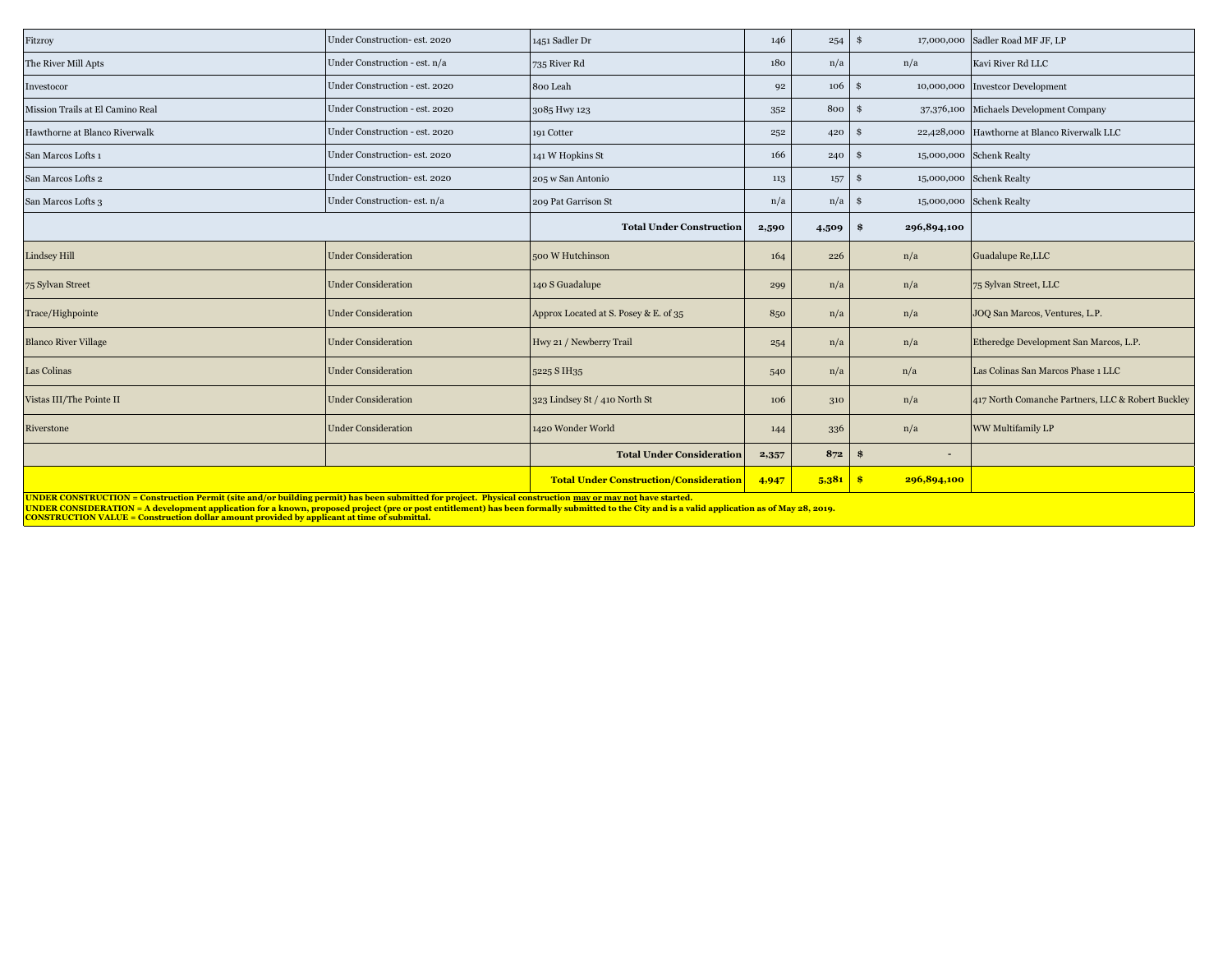| | | | | | | |
|---|---|---|---|---|---|---|
| Fitzroy | Under Construction- est. 2020 | 1451 Sadler Dr | 146 | 254 | $ 17,000,000 | Sadler Road MF JF, LP |
| The River Mill Apts | Under Construction - est. n/a | 735 River Rd | 180 | n/a | n/a | Kavi River Rd LLC |
| Investocor | Under Construction - est. 2020 | 800 Leah | 92 | 106 | $ 10,000,000 | Investcor Development |
| Mission Trails at El Camino Real | Under Construction - est. 2020 | 3085 Hwy 123 | 352 | 800 | $ 37,376,100 | Michaels Development Company |
| Hawthorne at Blanco Riverwalk | Under Construction - est. 2020 | 191 Cotter | 252 | 420 | $ 22,428,000 | Hawthorne at Blanco Riverwalk LLC |
| San Marcos Lofts 1 | Under Construction- est. 2020 | 141 W Hopkins St | 166 | 240 | $ 15,000,000 | Schenk Realty |
| San Marcos Lofts 2 | Under Construction- est. 2020 | 205 w San Antonio | 113 | 157 | $ 15,000,000 | Schenk Realty |
| San Marcos Lofts 3 | Under Construction- est. n/a | 209 Pat Garrison St | n/a | n/a | $ 15,000,000 | Schenk Realty |
| | | **Total Under Construction** | **2,590** | **4,509** | **$ 296,894,100** | |
| Lindsey Hill | Under Consideration | 500 W Hutchinson | 164 | 226 | n/a | Guadalupe Re,LLC |
| 75 Sylvan Street | Under Consideration | 140 S Guadalupe | 299 | n/a | n/a | 75 Sylvan Street, LLC |
| Trace/Highpointe | Under Consideration | Approx Located at S. Posey & E. of 35 | 850 | n/a | n/a | JOQ San Marcos, Ventures, L.P. |
| Blanco River Village | Under Consideration | Hwy 21 / Newberry Trail | 254 | n/a | n/a | Etheredge Development San Marcos, L.P. |
| Las Colinas | Under Consideration | 5225 S IH35 | 540 | n/a | n/a | Las Colinas San Marcos Phase 1 LLC |
| Vistas III/The Pointe II | Under Consideration | 323 Lindsey St / 410 North St | 106 | 310 | n/a | 417 North Comanche Partners, LLC & Robert Buckley |
| Riverstone | Under Consideration | 1420 Wonder World | 144 | 336 | n/a | WW Multifamily LP |
| | | **Total Under Consideration** | **2,357** | **872** | **$ -** | |
| | | **Total Under Construction/Consideration** | **4,947** | **5,381** | **$ 296,894,100** | |

**UNDER CONSTRUCTION = Construction Permit (site and/or building permit) has been submitted for project. Physical construction may or may not have started.**
**UNDER CONSIDERATION = A development application for a known, proposed project (pre or post entitlement) has been formally submitted to the City and is a valid application as of May 28, 2019.**
**CONSTRUCTION VALUE = Construction dollar amount provided by applicant at time of submittal.**